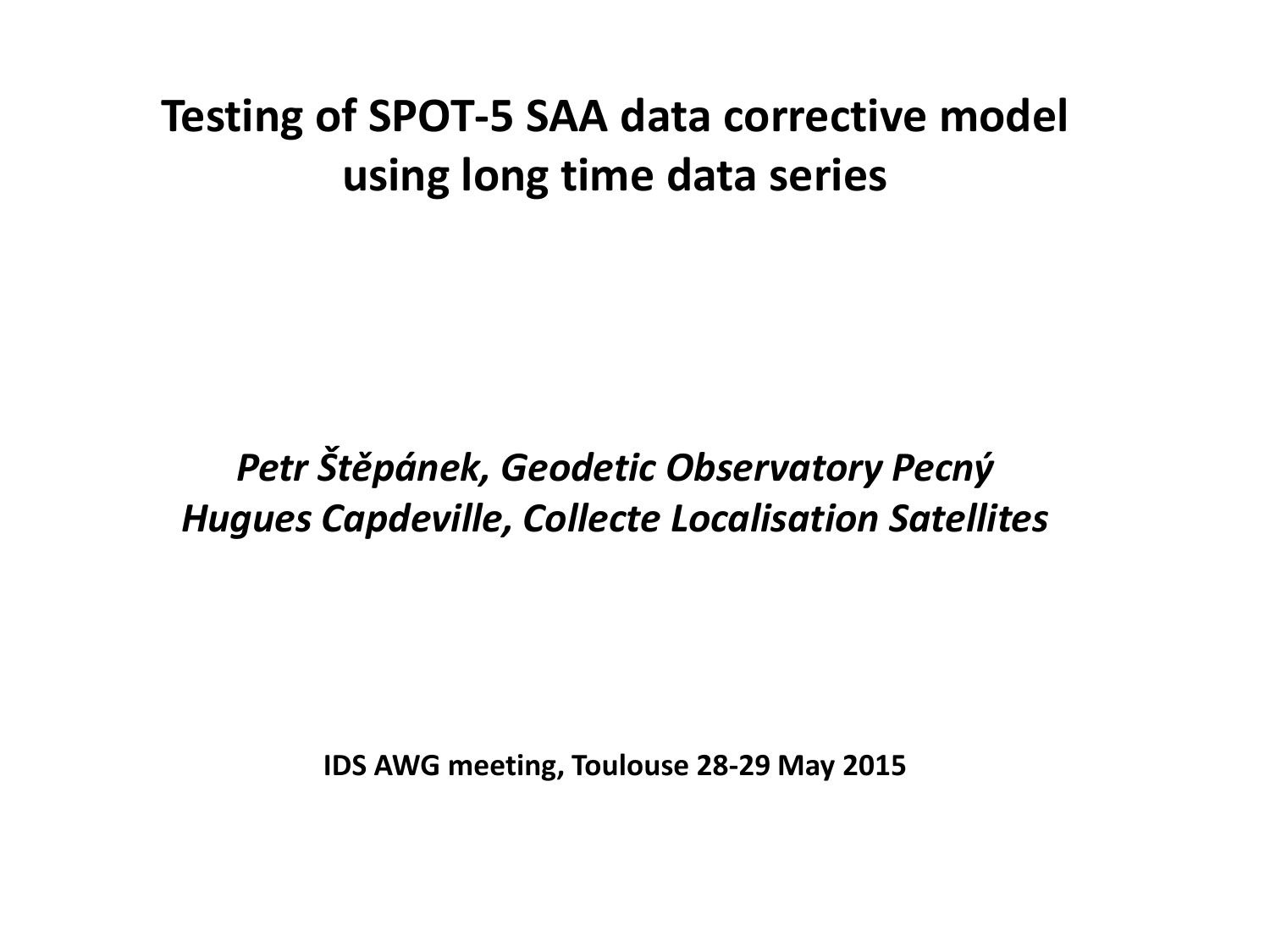# Testing of SPOT-5 SAA data corrective model using long time data series

*Petr Štěpánek, Geodetic Observatory Pecný*
*Hugues Capdeville, Collecte Localisation Satellites*

**IDS AWG meeting, Toulouse 28-29 May 2015**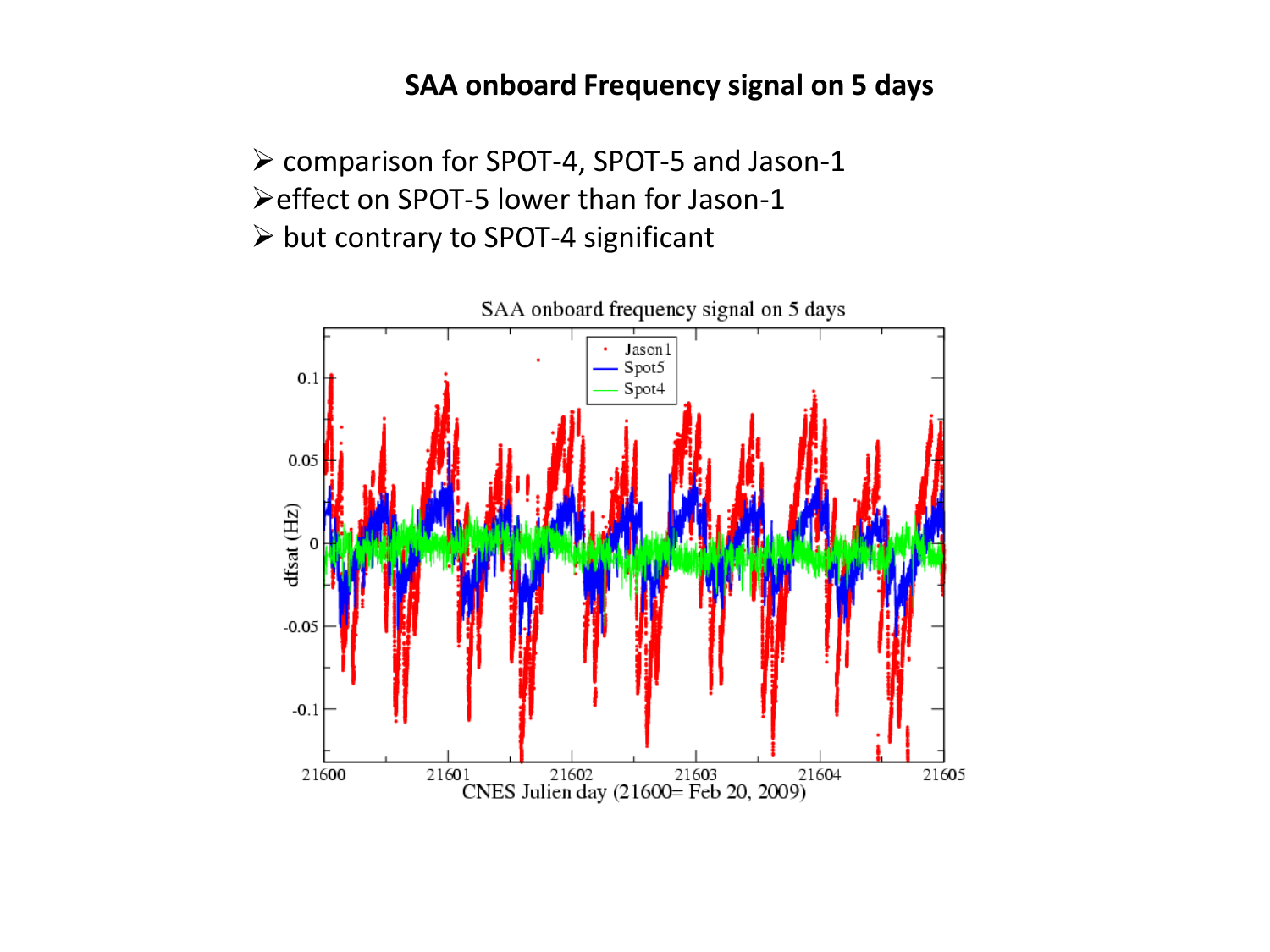## SAA onboard Frequency signal on 5 days

- comparison for SPOT-4, SPOT-5 and Jason-1
- effect on SPOT-5 lower than for Jason-1
- but contrary to SPOT-4 significant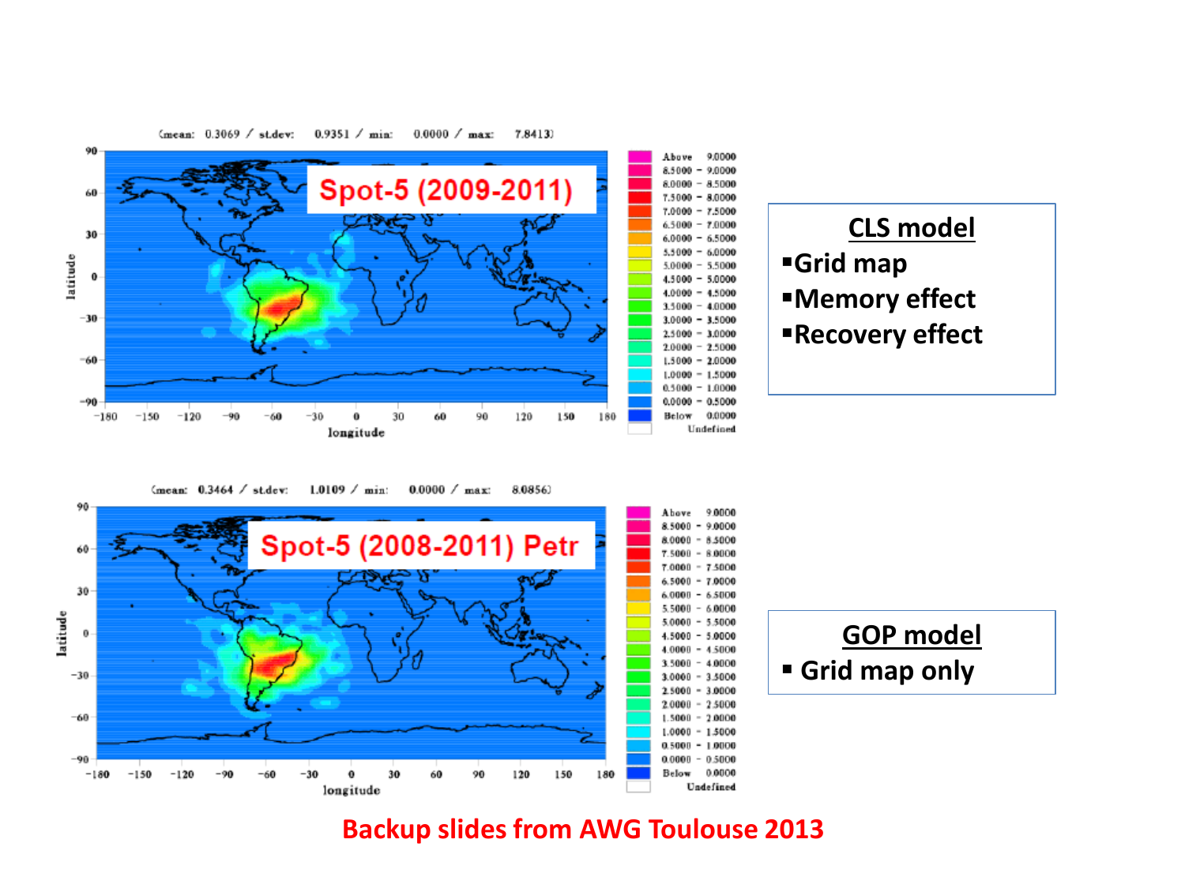(mean: 0.3069 / st.dev: 0.9351 / min: 0.0000 / max: 7.8413)

**Spot-5 (2009-2011)**

(mean: 0.3464 / st.dev: 1.0109 / min: 0.0000 / max: 8.0856)

**Spot-5 (2008-2011) Petr**

**CLS model**

- Grid map
- Memory effect
- Recovery effect

**GOP model**

- Grid map only

**Backup slides from AWG Toulouse 2013**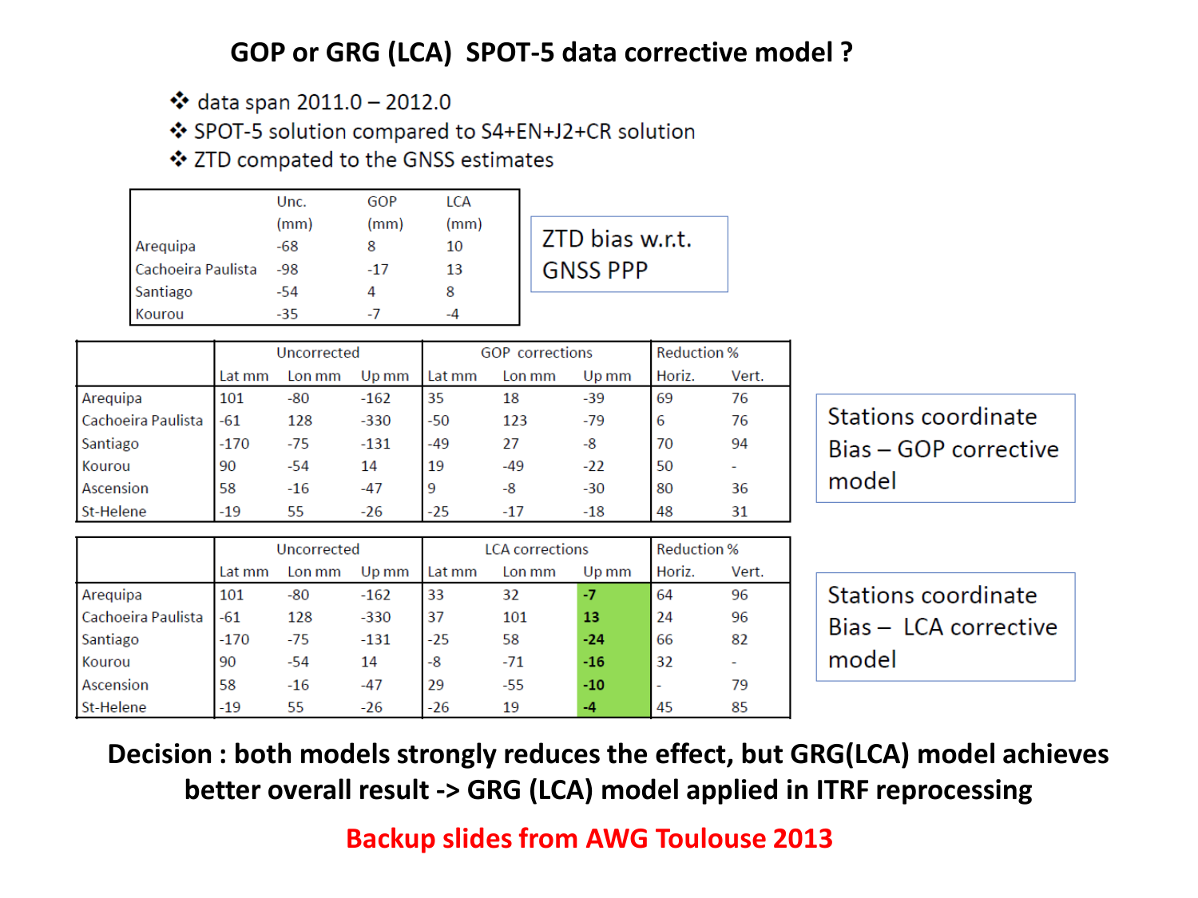# GOP or GRG (LCA) SPOT-5 data corrective model ?

- data span 2011.0 – 2012.0
- SPOT-5 solution compared to S4+EN+J2+CR solution
- ZTD compated to the GNSS estimates

|  | Unc. (mm) | GOP (mm) | LCA (mm) |
|---|---|---|---|
| Arequipa | -68 | 8 | 10 |
| Cachoeira Paulista | -98 | -17 | 13 |
| Santiago | -54 | 4 | 8 |
| Kourou | -35 | -7 | -4 |

ZTD bias w.r.t. GNSS PPP

|  | Uncorrected | | | GOP corrections | | | Reduction % | |
|---|---|---|---|---|---|---|---|---|
|  | Lat mm | Lon mm | Up mm | Lat mm | Lon mm | Up mm | Horiz. | Vert. |
| Arequipa | 101 | -80 | -162 | 35 | 18 | -39 | 69 | 76 |
| Cachoeira Paulista | -61 | 128 | -330 | -50 | 123 | -79 | 6 | 76 |
| Santiago | -170 | -75 | -131 | -49 | 27 | -8 | 70 | 94 |
| Kourou | 90 | -54 | 14 | 19 | -49 | -22 | 50 | - |
| Ascension | 58 | -16 | -47 | 9 | -8 | -30 | 80 | 36 |
| St-Helene | -19 | 55 | -26 | -25 | -17 | -18 | 48 | 31 |

Stations coordinate Bias – GOP corrective model

|  | Uncorrected | | | LCA corrections | | | Reduction % | |
|---|---|---|---|---|---|---|---|---|
|  | Lat mm | Lon mm | Up mm | Lat mm | Lon mm | Up mm | Horiz. | Vert. |
| Arequipa | 101 | -80 | -162 | 33 | 32 | **-7** | 64 | 96 |
| Cachoeira Paulista | -61 | 128 | -330 | 37 | 101 | **13** | 24 | 96 |
| Santiago | -170 | -75 | -131 | -25 | 58 | **-24** | 66 | 82 |
| Kourou | 90 | -54 | 14 | -8 | -71 | **-16** | 32 | - |
| Ascension | 58 | -16 | -47 | 29 | -55 | **-10** | - | 79 |
| St-Helene | -19 | 55 | -26 | -26 | 19 | **-4** | 45 | 85 |

Stations coordinate Bias – LCA corrective model

**Decision : both models strongly reduces the effect, but GRG(LCA) model achieves better overall result -> GRG (LCA) model applied in ITRF reprocessing**

**Backup slides from AWG Toulouse 2013**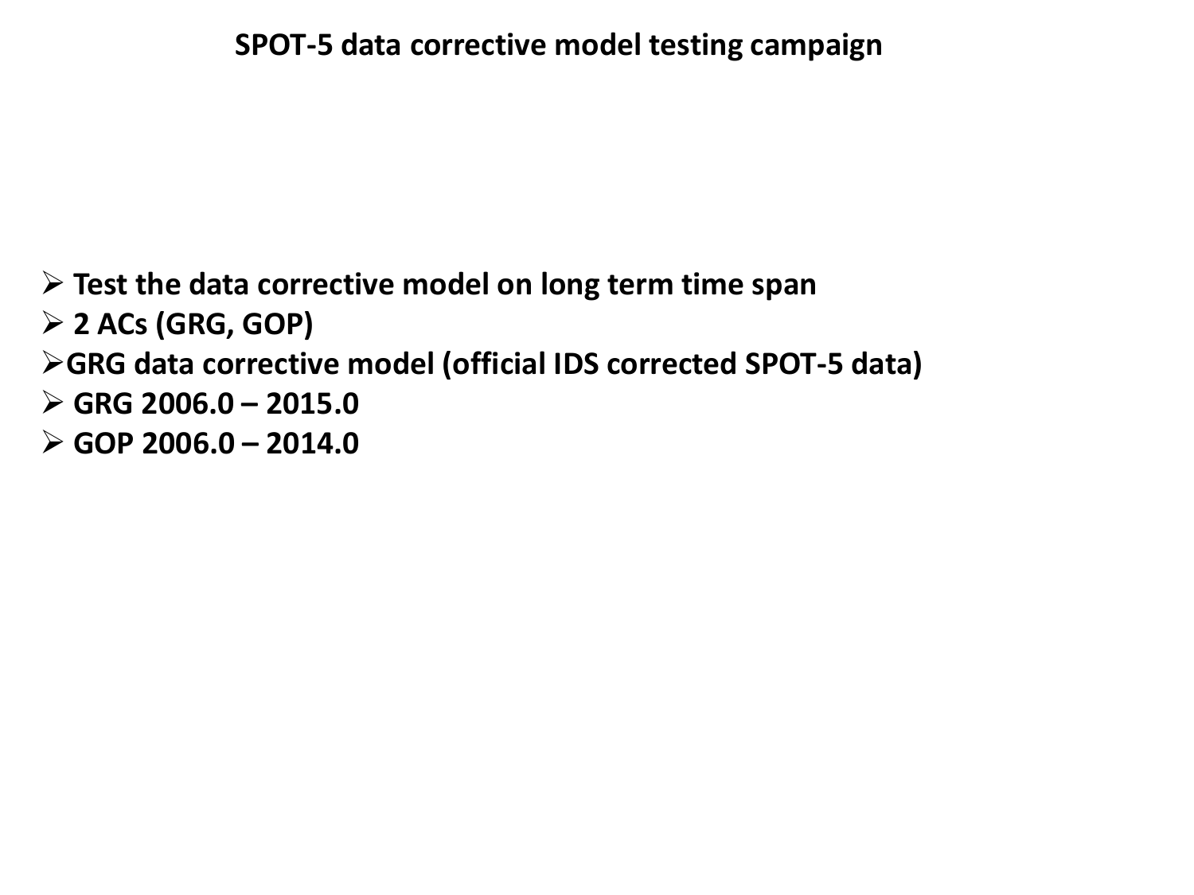# SPOT-5 data corrective model testing campaign

- **Test the data corrective model on long term time span**
- **2 ACs (GRG, GOP)**
- **GRG data corrective model (official IDS corrected SPOT-5 data)**
- **GRG 2006.0 – 2015.0**
- **GOP 2006.0 – 2014.0**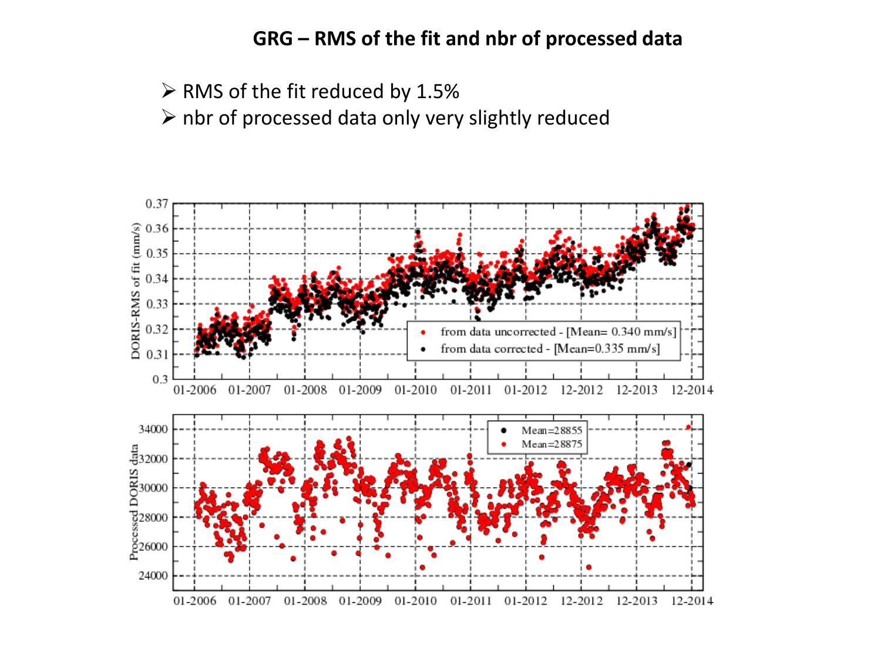## GRG – RMS of the fit and nbr of processed data

- RMS of the fit reduced by 1.5%
- nbr of processed data only very slightly reduced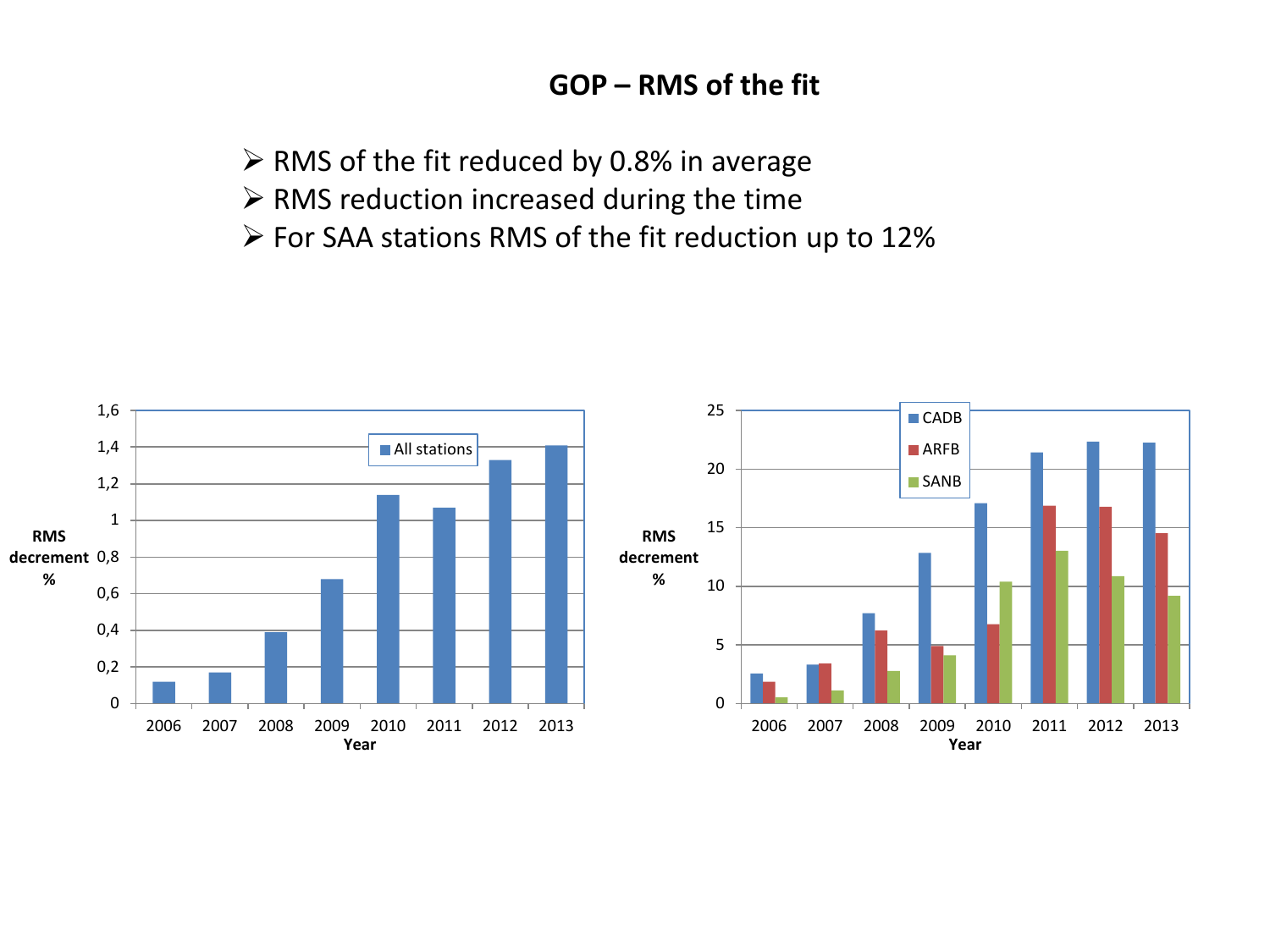# GOP – RMS of the fit

- RMS of the fit reduced by 0.8% in average
- RMS reduction increased during the time
- For SAA stations RMS of the fit reduction up to 12%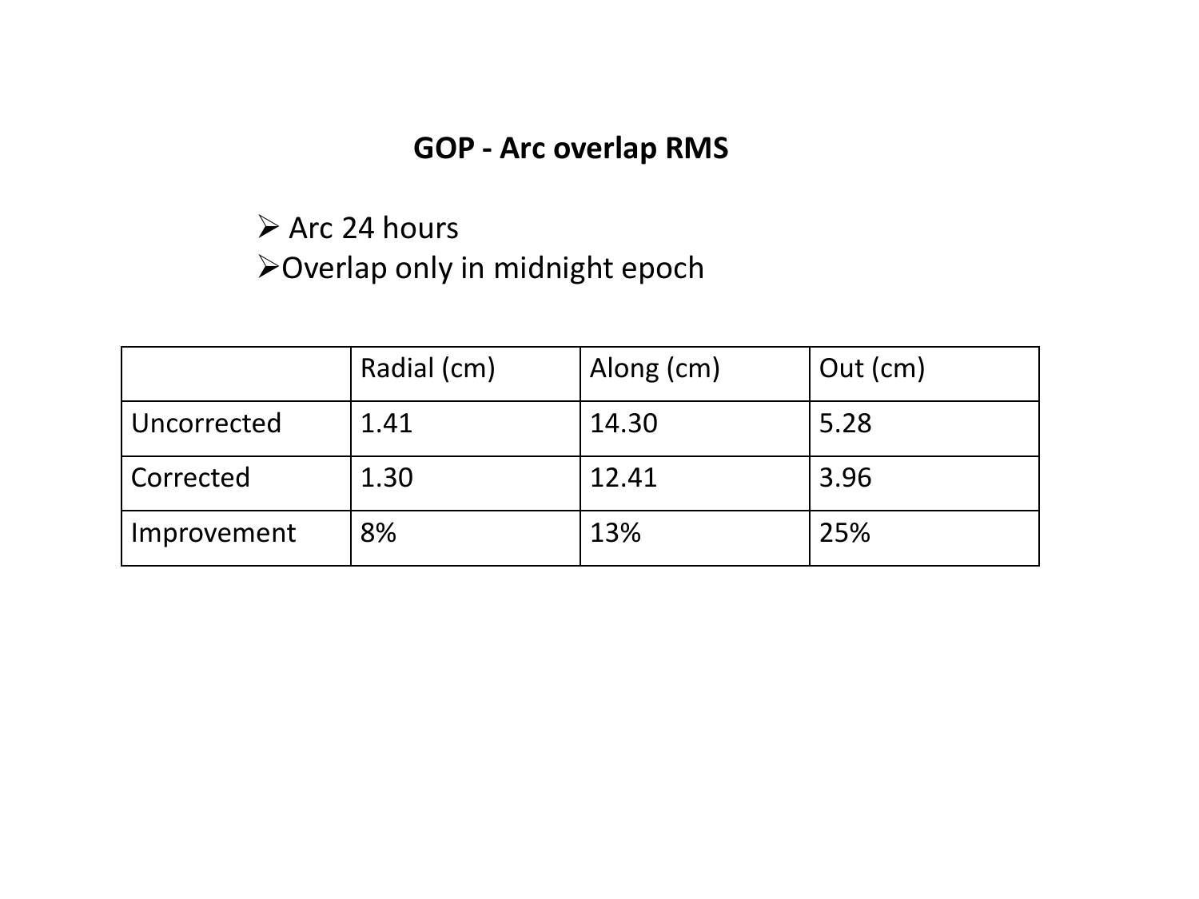# GOP - Arc overlap RMS

- Arc 24 hours
- Overlap only in midnight epoch

| | Radial (cm) | Along (cm) | Out (cm) |
|---|---|---|---|
| Uncorrected | 1.41 | 14.30 | 5.28 |
| Corrected | 1.30 | 12.41 | 3.96 |
| Improvement | 8% | 13% | 25% |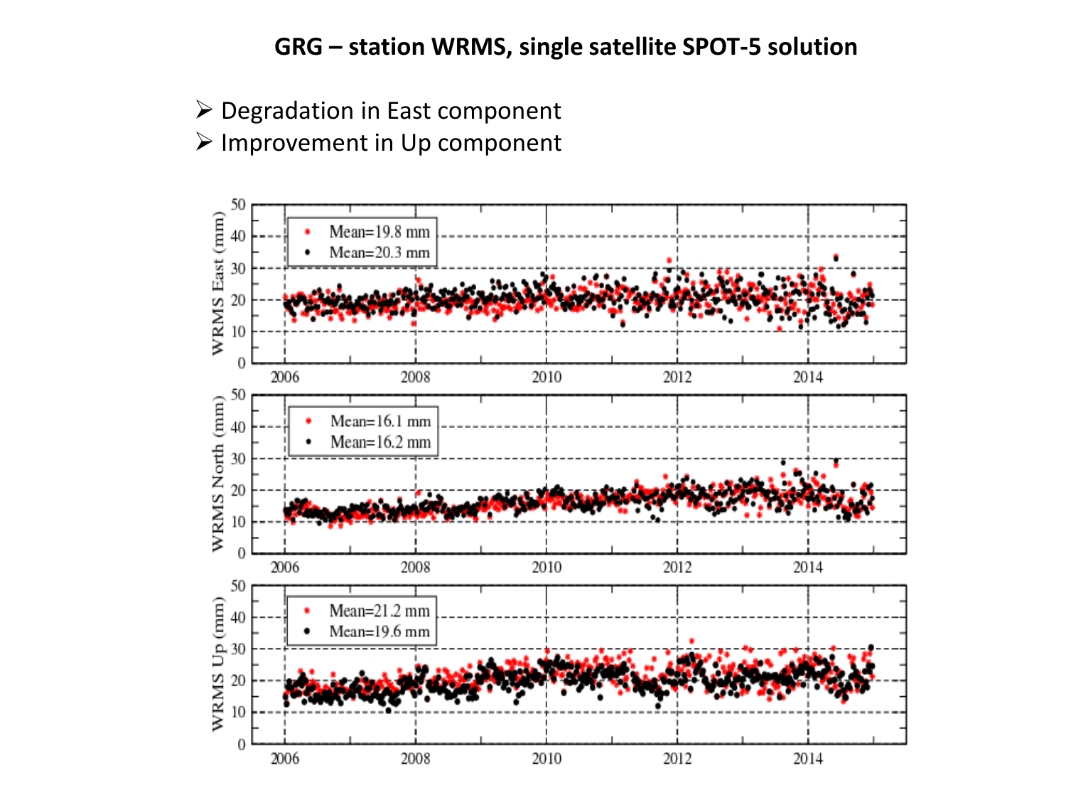## GRG – station WRMS, single satellite SPOT-5 solution

- Degradation in East component
- Improvement in Up component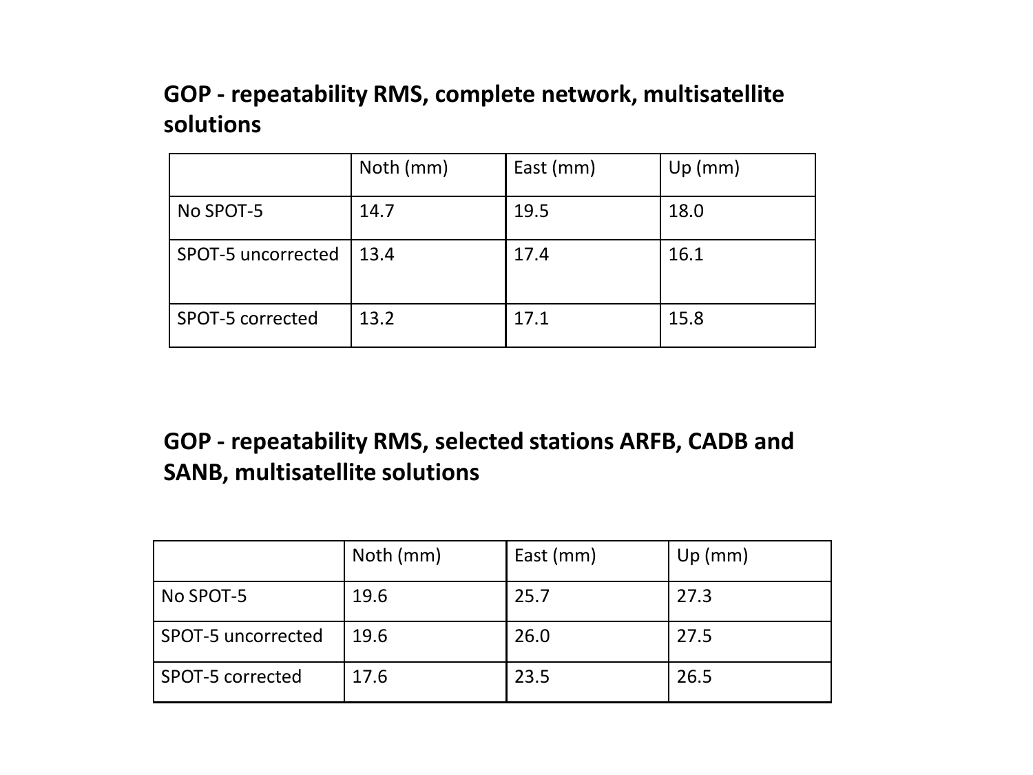## GOP - repeatability RMS, complete network, multisatellite solutions

| | Noth (mm) | East (mm) | Up (mm) |
|---|---|---|---|
| No SPOT-5 | 14.7 | 19.5 | 18.0 |
| SPOT-5 uncorrected | 13.4 | 17.4 | 16.1 |
| SPOT-5 corrected | 13.2 | 17.1 | 15.8 |

## GOP - repeatability RMS, selected stations ARFB, CADB and SANB, multisatellite solutions

| | Noth (mm) | East (mm) | Up (mm) |
|---|---|---|---|
| No SPOT-5 | 19.6 | 25.7 | 27.3 |
| SPOT-5 uncorrected | 19.6 | 26.0 | 27.5 |
| SPOT-5 corrected | 17.6 | 23.5 | 26.5 |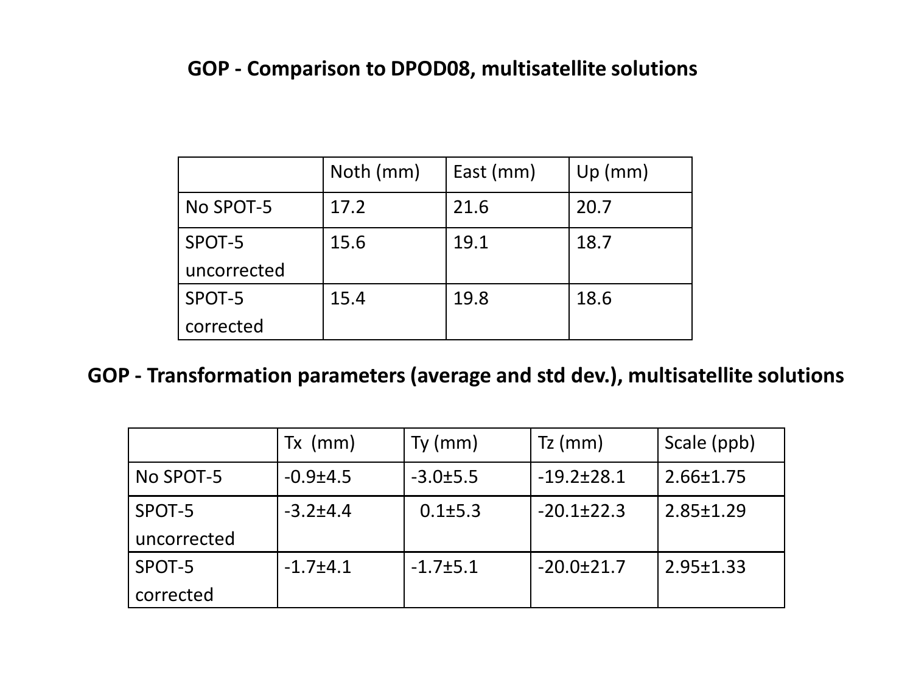## GOP - Comparison to DPOD08, multisatellite solutions

| | Noth (mm) | East (mm) | Up (mm) |
|---|---|---|---|
| No SPOT-5 | 17.2 | 21.6 | 20.7 |
| SPOT-5 uncorrected | 15.6 | 19.1 | 18.7 |
| SPOT-5 corrected | 15.4 | 19.8 | 18.6 |

## GOP - Transformation parameters (average and std dev.), multisatellite solutions

| | Tx (mm) | Ty (mm) | Tz (mm) | Scale (ppb) |
|---|---|---|---|---|
| No SPOT-5 | -0.9±4.5 | -3.0±5.5 | -19.2±28.1 | 2.66±1.75 |
| SPOT-5 uncorrected | -3.2±4.4 | 0.1±5.3 | -20.1±22.3 | 2.85±1.29 |
| SPOT-5 corrected | -1.7±4.1 | -1.7±5.1 | -20.0±21.7 | 2.95±1.33 |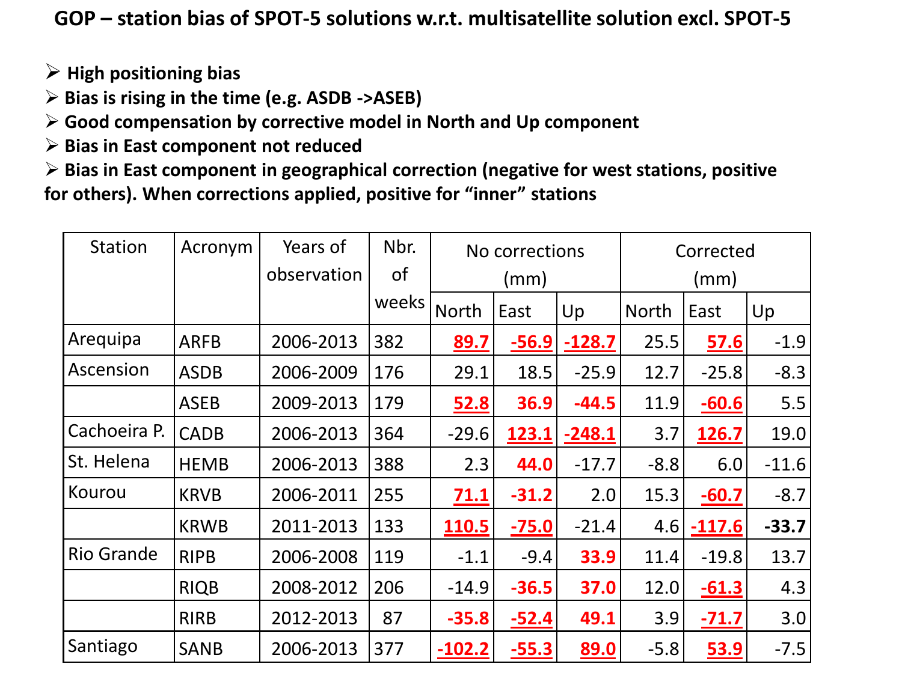# GOP – station bias of SPOT-5 solutions w.r.t. multisatellite solution excl. SPOT-5

- **High positioning bias**
- **Bias is rising in the time (e.g. ASDB ->ASEB)**
- **Good compensation by corrective model in North and Up component**
- **Bias in East component not reduced**
- **Bias in East component in geographical correction (negative for west stations, positive for others). When corrections applied, positive for "inner" stations**

| Station | Acronym | Years of observation | Nbr. of weeks | No corrections (mm) | | | Corrected (mm) | | |
|---|---|---|---|---|---|---|---|---|---|
| | | | | North | East | Up | North | East | Up |
| Arequipa | ARFB | 2006-2013 | 382 | **89.7** | **-56.9** | **-128.7** | 25.5 | **57.6** | -1.9 |
| Ascension | ASDB | 2006-2009 | 176 | 29.1 | 18.5 | -25.9 | 12.7 | -25.8 | -8.3 |
| | ASEB | 2009-2013 | 179 | **52.8** | **36.9** | **-44.5** | 11.9 | **-60.6** | 5.5 |
| Cachoeira P. | CADB | 2006-2013 | 364 | -29.6 | **123.1** | **-248.1** | 3.7 | **126.7** | 19.0 |
| St. Helena | HEMB | 2006-2013 | 388 | 2.3 | **44.0** | -17.7 | -8.8 | 6.0 | -11.6 |
| Kourou | KRVB | 2006-2011 | 255 | **71.1** | **-31.2** | 2.0 | 15.3 | **-60.7** | -8.7 |
| | KRWB | 2011-2013 | 133 | **110.5** | **-75.0** | -21.4 | 4.6 | **-117.6** | **-33.7** |
| Rio Grande | RIPB | 2006-2008 | 119 | -1.1 | -9.4 | **33.9** | 11.4 | -19.8 | 13.7 |
| | RIQB | 2008-2012 | 206 | -14.9 | **-36.5** | **37.0** | 12.0 | **-61.3** | 4.3 |
| | RIRB | 2012-2013 | 87 | **-35.8** | **-52.4** | **49.1** | 3.9 | **-71.7** | 3.0 |
| Santiago | SANB | 2006-2013 | 377 | **-102.2** | **-55.3** | **89.0** | -5.8 | **53.9** | -7.5 |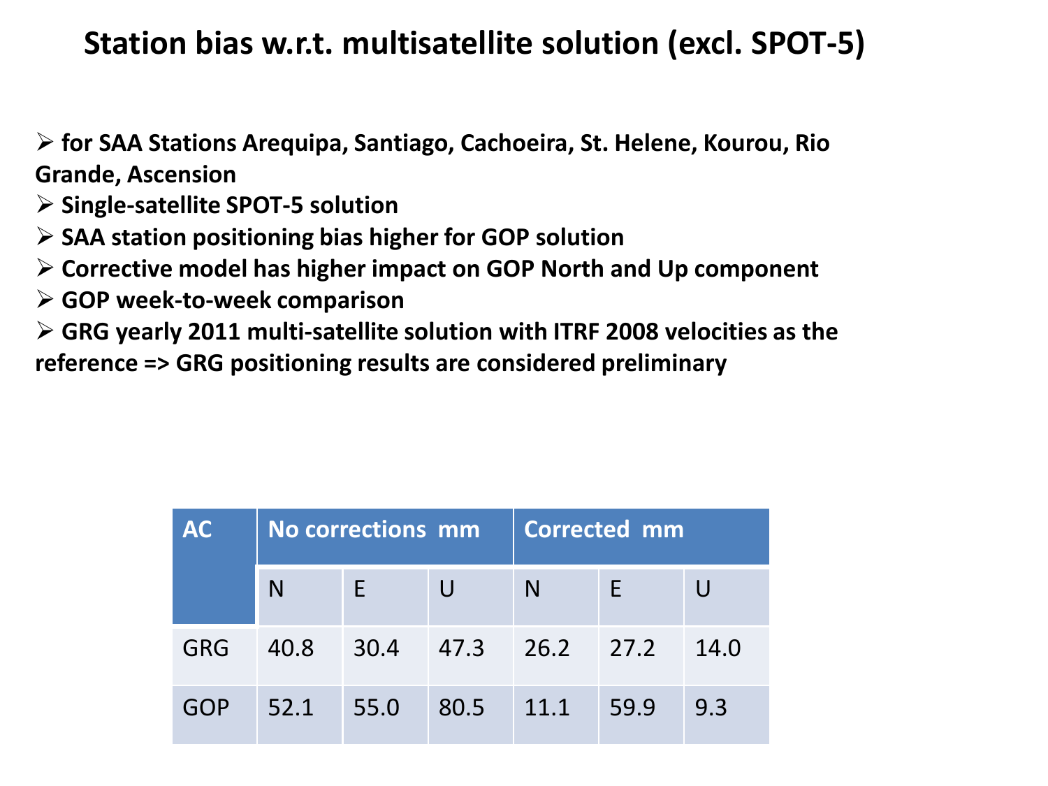# Station bias w.r.t. multisatellite solution (excl. SPOT-5)

- **for SAA Stations Arequipa, Santiago, Cachoeira, St. Helene, Kourou, Rio Grande, Ascension**
- **Single-satellite SPOT-5 solution**
- **SAA station positioning bias higher for GOP solution**
- **Corrective model has higher impact on GOP North and Up component**
- **GOP week-to-week comparison**
- **GRG yearly 2011 multi-satellite solution with ITRF 2008 velocities as the reference => GRG positioning results are considered preliminary**

| AC | No corrections mm | | | Corrected mm | | |
|---|---|---|---|---|---|---|
| | N | E | U | N | E | U |
| GRG | 40.8 | 30.4 | 47.3 | 26.2 | 27.2 | 14.0 |
| GOP | 52.1 | 55.0 | 80.5 | 11.1 | 59.9 | 9.3 |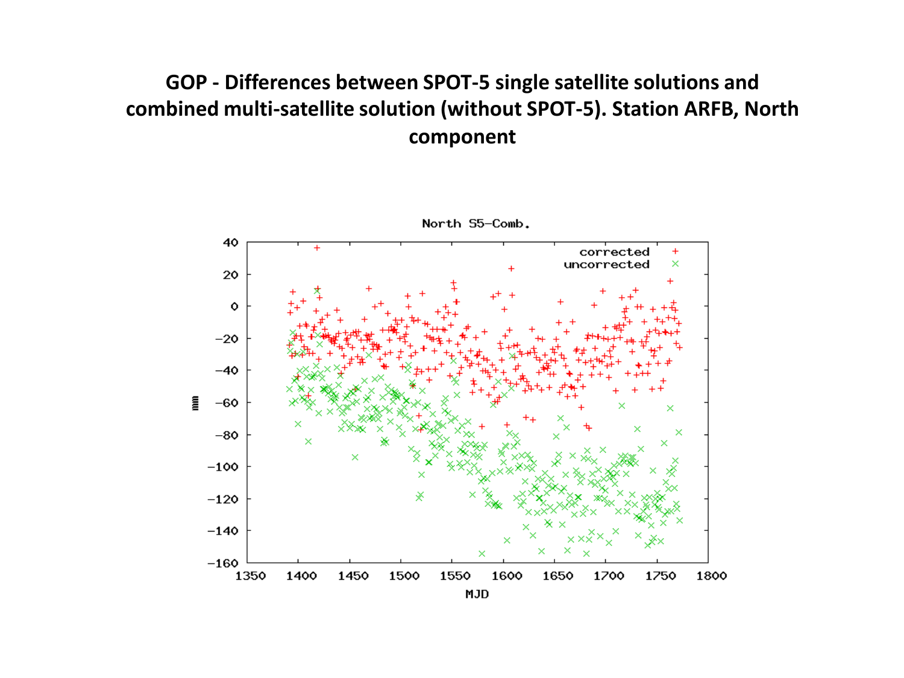# GOP - Differences between SPOT-5 single satellite solutions and combined multi-satellite solution (without SPOT-5). Station ARFB, North component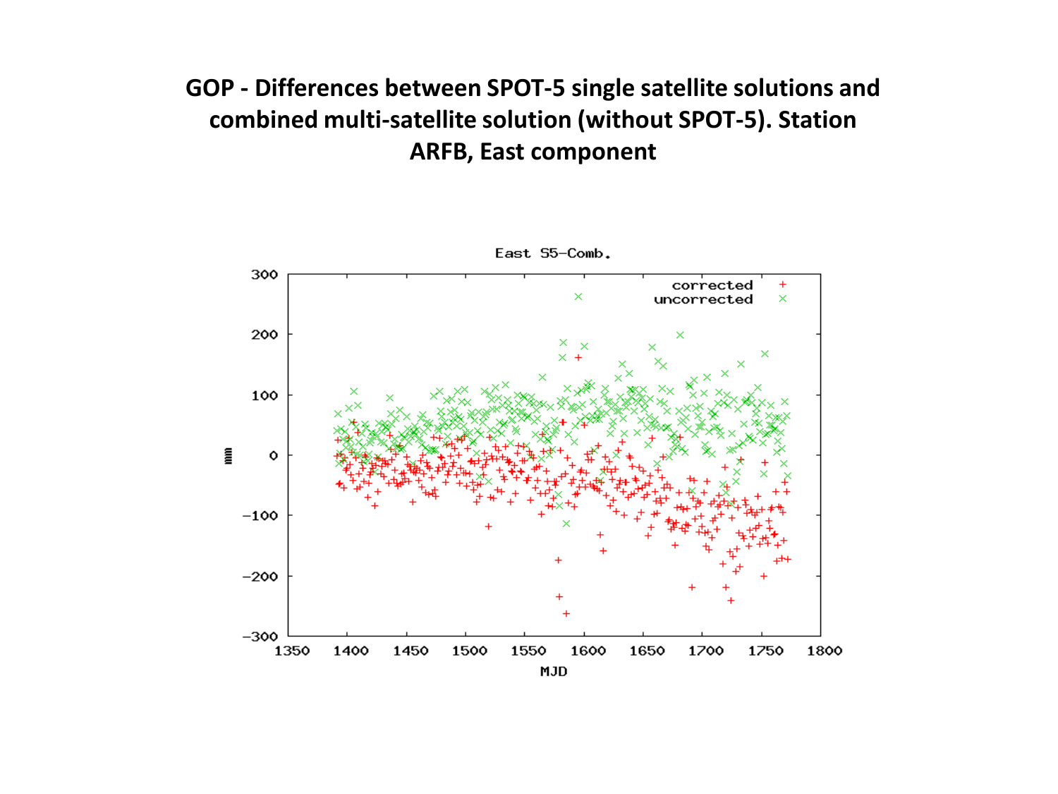# GOP - Differences between SPOT-5 single satellite solutions and combined multi-satellite solution (without SPOT-5). Station ARFB, East component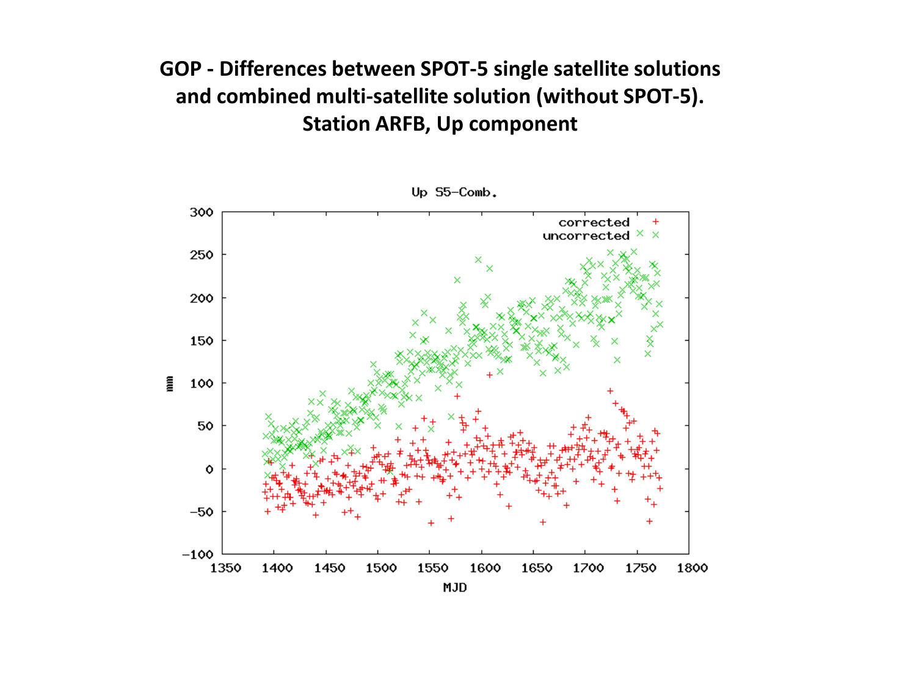# GOP - Differences between SPOT-5 single satellite solutions and combined multi-satellite solution (without SPOT-5). Station ARFB, Up component

Up S5–Comb.

mm

MJD

corrected +

uncorrected ×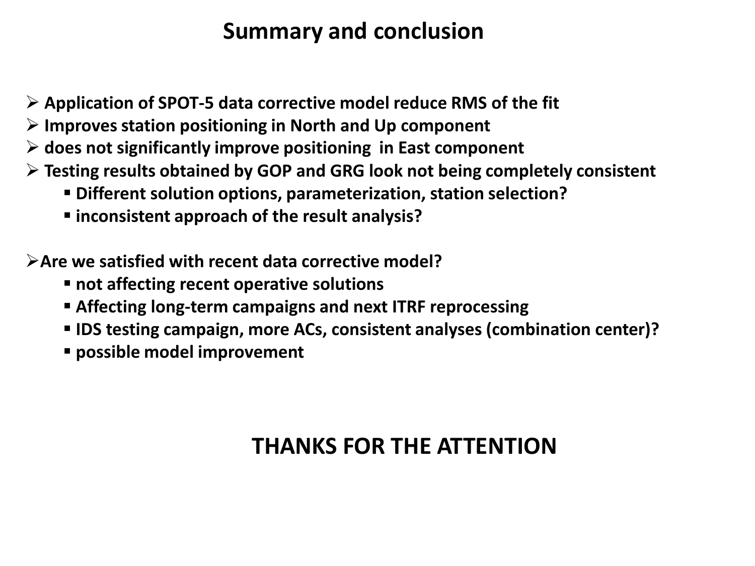# Summary and conclusion

- **Application of SPOT-5 data corrective model reduce RMS of the fit**
- **Improves station positioning in North and Up component**
- **does not significantly improve positioning in East component**
- **Testing results obtained by GOP and GRG look not being completely consistent**
  - **Different solution options, parameterization, station selection?**
  - **inconsistent approach of the result analysis?**

- **Are we satisfied with recent data corrective model?**
  - **not affecting recent operative solutions**
  - **Affecting long-term campaigns and next ITRF reprocessing**
  - **IDS testing campaign, more ACs, consistent analyses (combination center)?**
  - **possible model improvement**

## THANKS FOR THE ATTENTION